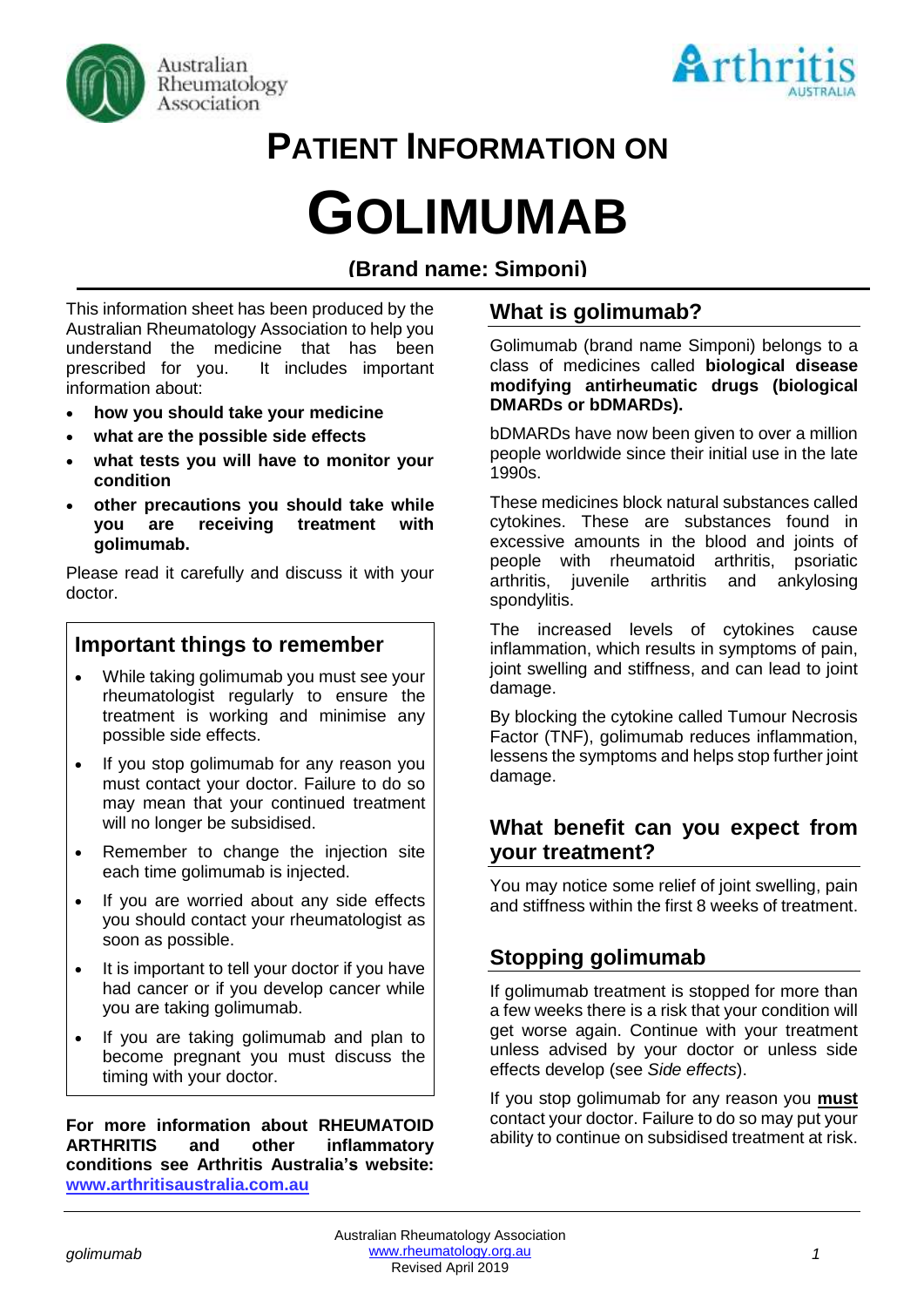# PATIENT INFORMATION ON

# GOLIMUMAB

## (Brand name: Simponi)

This information sheet has been produced by the Australian Rheumatology Association to help you understand the medicine that has been prescribed for you. It includes important information about:

- **how you should take your medicine**
- **what are the possible side effects**
- **what tests you will have to monitor your condition**
- **other precautions you should take while you are receiving treatment with golimumab.**

Please read it carefully and discuss it with your doctor.

## Important things to remember

- While taking golimumab you must see your rheumatologist regularly to ensure the treatment is working and minimise any possible side effects.
- If you stop golimumab for any reason you must contact your doctor. Failure to do so may mean that your continued treatment will no longer be subsidised.
- Remember to change the injection site each time golimumab is injected.
- If you are worried about any side effects you should contact your rheumatologist as soon as possible.
- It is important to tell your doctor if you have had cancer or if you develop cancer while you are taking golimumab.
- If you are taking golimumab and plan to become pregnant you must discuss the timing with your doctor.

**For more information about RHEUMATOID ARTHRITIS and other inflammatory conditions see Arthritis Australia's website: [www.arthritisaustralia.com.au](http://www.arthritisaustralia.com.au)**

## What is golimumab?

Golimumab (brand name Simponi) belongs to a class of medicines called **biological disease modifying antirheumatic drugs (biological DMARDs or bDMARDs).**

bDMARDs have now been given to over a million people worldwide since their initial use in the late 1990s.

These medicines block natural substances called cytokines. These are substances found in excessive amounts in the blood and joints of people with rheumatoid arthritis, psoriatic arthritis, juvenile arthritis and ankylosing spondylitis.

The increased levels of cytokines cause inflammation, which results in symptoms of pain, joint swelling and stiffness, and can lead to joint damage.

By blocking the cytokine called Tumour Necrosis Factor (TNF), golimumab reduces inflammation, lessens the symptoms and helps stop further joint damage.

## What benefit can you expect from your treatment?

You may notice some relief of joint swelling, pain and stiffness within the first 8 weeks of treatment.

## Stopping golimumab

If golimumab treatment is stopped for more than a few weeks there is a risk that your condition will get worse again. Continue with your treatment unless advised by your doctor or unless side effects develop (see *Side effects*).

If you stop golimumab for any reason you **must** contact your doctor. Failure to do so may put your ability to continue on subsidised treatment at risk.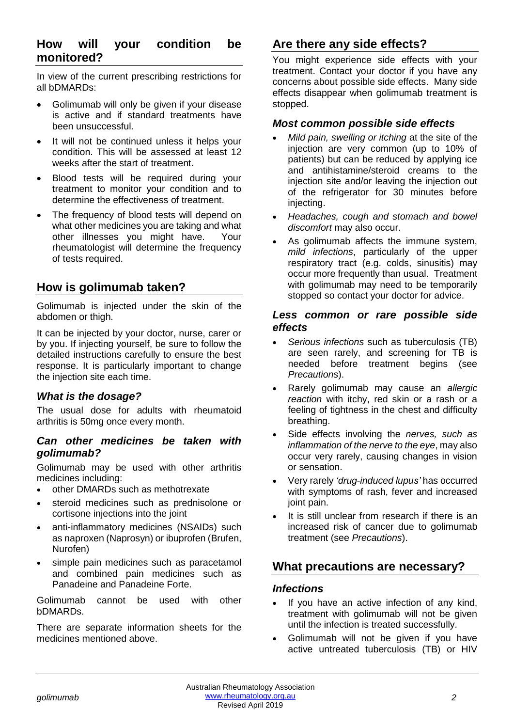## How will your condition be monitored?

In view of the current prescribing restrictions for all bDMARDs:

- Golimumab will only be given if your disease is active and if standard treatments have been unsuccessful.
- It will not be continued unless it helps your condition. This will be assessed at least 12 weeks after the start of treatment.
- Blood tests will be required during your treatment to monitor your condition and to determine the effectiveness of treatment.
- The frequency of blood tests will depend on what other medicines you are taking and what other illnesses you might have. Your rheumatologist will determine the frequency of tests required.

## How is golimumab taken?

Golimumab is injected under the skin of the abdomen or thigh.

It can be injected by your doctor, nurse, carer or by you. If injecting yourself, be sure to follow the detailed instructions carefully to ensure the best response. It is particularly important to change the injection site each time.

### *What is the dosage?*

The usual dose for adults with rheumatoid arthritis is 50mg once every month.

### *Can other medicines be taken with golimumab?*

Golimumab may be used with other arthritis medicines including:

- other DMARDs such as methotrexate
- steroid medicines such as prednisolone or cortisone injections into the joint
- anti-inflammatory medicines (NSAIDs) such as naproxen (Naprosyn) or ibuprofen (Brufen, Nurofen)
- simple pain medicines such as paracetamol and combined pain medicines such as Panadeine and Panadeine Forte.

Golimumab cannot be used with other bDMARDs.

There are separate information sheets for the medicines mentioned above.

## Are there any side effects?

You might experience side effects with your treatment. Contact your doctor if you have any concerns about possible side effects. Many side effects disappear when golimumab treatment is stopped.

### *Most common possible side effects*

- *Mild pain, swelling or itching* at the site of the injection are very common (up to 10% of patients) but can be reduced by applying ice and antihistamine/steroid creams to the injection site and/or leaving the injection out of the refrigerator for 30 minutes before injecting.
- *Headaches, cough and stomach and bowel discomfort* may also occur.
- As golimumab affects the immune system, *mild infections*, particularly of the upper respiratory tract (e.g. colds, sinusitis) may occur more frequently than usual. Treatment with golimumab may need to be temporarily stopped so contact your doctor for advice.

### *Less common or rare possible side effects*

- *Serious infections* such as tuberculosis (TB) are seen rarely, and screening for TB is needed before treatment begins (see *Precautions*).
- Rarely golimumab may cause an *allergic reaction* with itchy, red skin or a rash or a feeling of tightness in the chest and difficulty breathing.
- Side effects involving the *nerves, such as inflammation of the nerve to the eye*, may also occur very rarely, causing changes in vision or sensation.
- Very rarely *'drug-induced lupus'* has occurred with symptoms of rash, fever and increased joint pain.
- It is still unclear from research if there is an increased risk of cancer due to golimumab treatment (see *Precautions*).

## What precautions are necessary?

### *Infections*

- If you have an active infection of any kind, treatment with golimumab will not be given until the infection is treated successfully.
- Golimumab will not be given if you have active untreated tuberculosis (TB) or HIV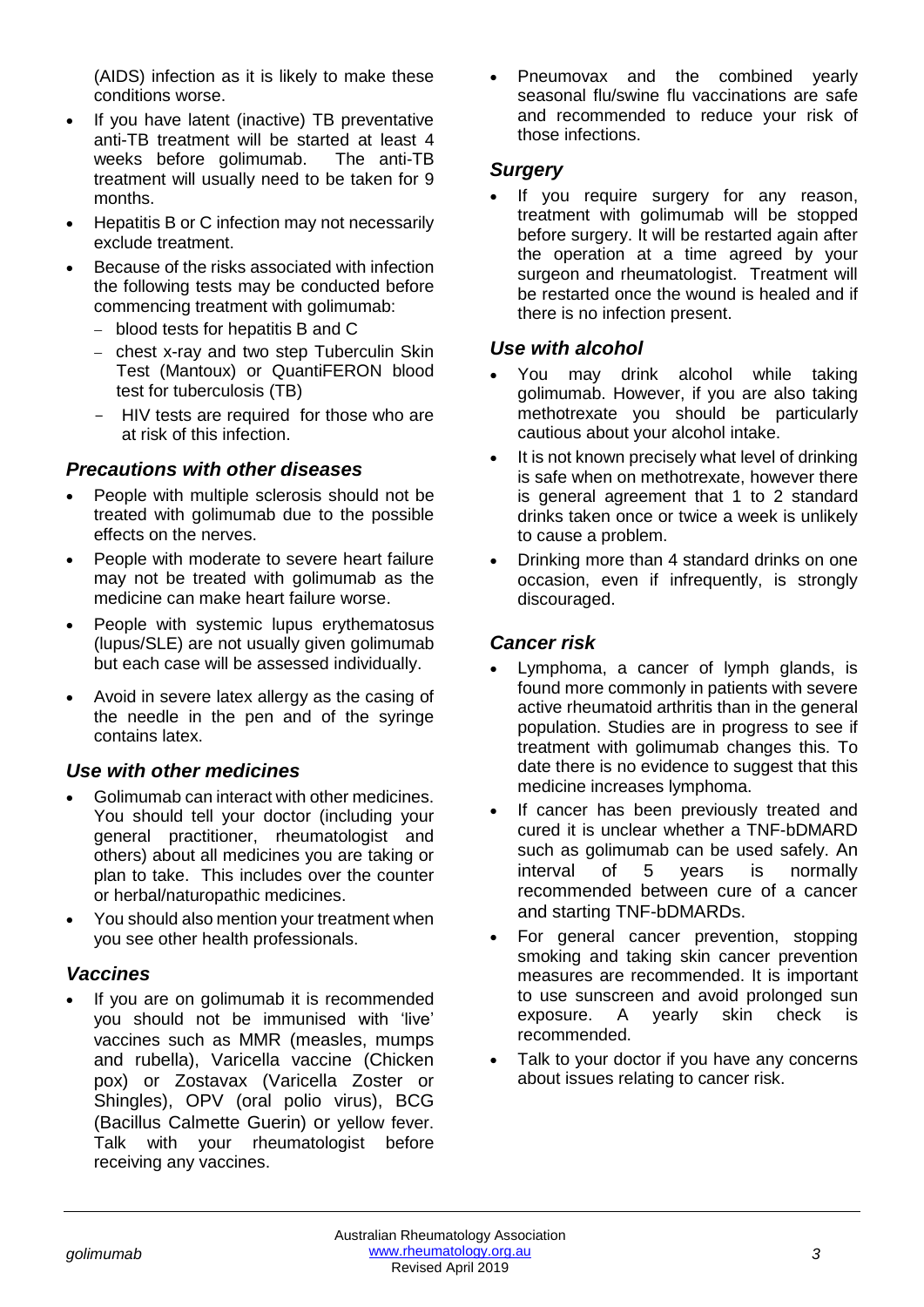(AIDS) infection as it is likely to make these conditions worse.

- If you have latent (inactive) TB preventative anti-TB treatment will be started at least 4 weeks before golimumab. The anti-TB treatment will usually need to be taken for 9 months.
- Hepatitis B or C infection may not necessarily exclude treatment.
- Because of the risks associated with infection the following tests may be conducted before commencing treatment with golimumab:
  - blood tests for hepatitis B and C
  - chest x-ray and two step Tuberculin Skin Test (Mantoux) or QuantiFERON blood test for tuberculosis (TB)
  - HIV tests are required for those who are at risk of this infection.

### *Precautions with other diseases*

- People with multiple sclerosis should not be treated with golimumab due to the possible effects on the nerves.
- People with moderate to severe heart failure may not be treated with golimumab as the medicine can make heart failure worse.
- People with systemic lupus erythematosus (lupus/SLE) are not usually given golimumab but each case will be assessed individually.
- Avoid in severe latex allergy as the casing of the needle in the pen and of the syringe contains latex.

### *Use with other medicines*

- Golimumab can interact with other medicines. You should tell your doctor (including your general practitioner, rheumatologist and others) about all medicines you are taking or plan to take. This includes over the counter or herbal/naturopathic medicines.
- You should also mention your treatment when you see other health professionals.

### *Vaccines*

- If you are on golimumab it is recommended you should not be immunised with 'live' vaccines such as MMR (measles, mumps and rubella), Varicella vaccine (Chicken pox) or Zostavax (Varicella Zoster or Shingles), OPV (oral polio virus), BCG (Bacillus Calmette Guerin) or yellow fever. Talk with your rheumatologist before receiving any vaccines.
- Pneumovax and the combined yearly seasonal flu/swine flu vaccinations are safe and recommended to reduce your risk of those infections.

### *Surgery*

- If you require surgery for any reason, treatment with golimumab will be stopped before surgery. It will be restarted again after the operation at a time agreed by your surgeon and rheumatologist. Treatment will be restarted once the wound is healed and if there is no infection present.

### *Use with alcohol*

- You may drink alcohol while taking golimumab. However, if you are also taking methotrexate you should be particularly cautious about your alcohol intake.
- It is not known precisely what level of drinking is safe when on methotrexate, however there is general agreement that 1 to 2 standard drinks taken once or twice a week is unlikely to cause a problem.
- Drinking more than 4 standard drinks on one occasion, even if infrequently, is strongly discouraged.

### *Cancer risk*

- Lymphoma, a cancer of lymph glands, is found more commonly in patients with severe active rheumatoid arthritis than in the general population. Studies are in progress to see if treatment with golimumab changes this. To date there is no evidence to suggest that this medicine increases lymphoma.
- If cancer has been previously treated and cured it is unclear whether a TNF-bDMARD such as golimumab can be used safely. An interval of 5 years is normally recommended between cure of a cancer and starting TNF-bDMARDs.
- For general cancer prevention, stopping smoking and taking skin cancer prevention measures are recommended. It is important to use sunscreen and avoid prolonged sun exposure. A yearly skin check is recommended.
- Talk to your doctor if you have any concerns about issues relating to cancer risk.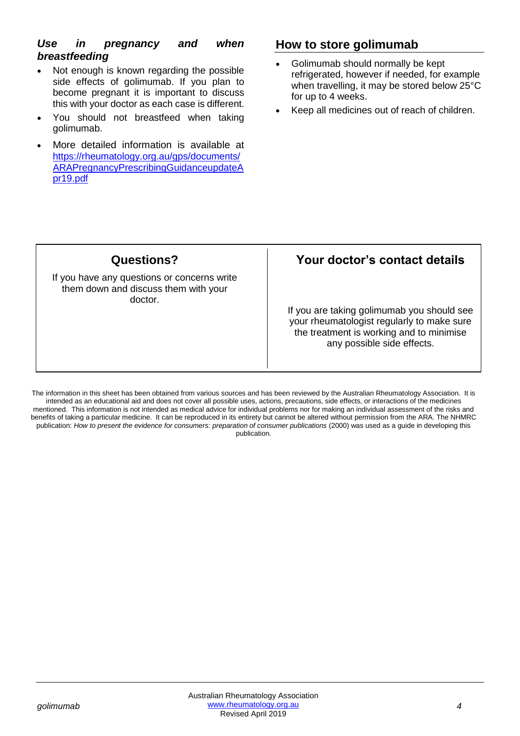### *Use in pregnancy and when breastfeeding*

- Not enough is known regarding the possible side effects of golimumab. If you plan to become pregnant it is important to discuss this with your doctor as each case is different.
- You should not breastfeed when taking golimumab.
- More detailed information is available at https://rheumatology.org.au/gps/documents/ARAPregnancyPrescribingGuidanceupdateApr19.pdf

## How to store golimumab

- Golimumab should normally be kept refrigerated, however if needed, for example when travelling, it may be stored below 25°C for up to 4 weeks.
- Keep all medicines out of reach of children.

## Questions?

If you have any questions or concerns write them down and discuss them with your doctor.

## Your doctor's contact details

If you are taking golimumab you should see your rheumatologist regularly to make sure the treatment is working and to minimise any possible side effects.

The information in this sheet has been obtained from various sources and has been reviewed by the Australian Rheumatology Association. It is intended as an educational aid and does not cover all possible uses, actions, precautions, side effects, or interactions of the medicines mentioned. This information is not intended as medical advice for individual problems nor for making an individual assessment of the risks and benefits of taking a particular medicine. It can be reproduced in its entirety but cannot be altered without permission from the ARA. The NHMRC publication: *How to present the evidence for consumers: preparation of consumer publications* (2000) was used as a guide in developing this publication.